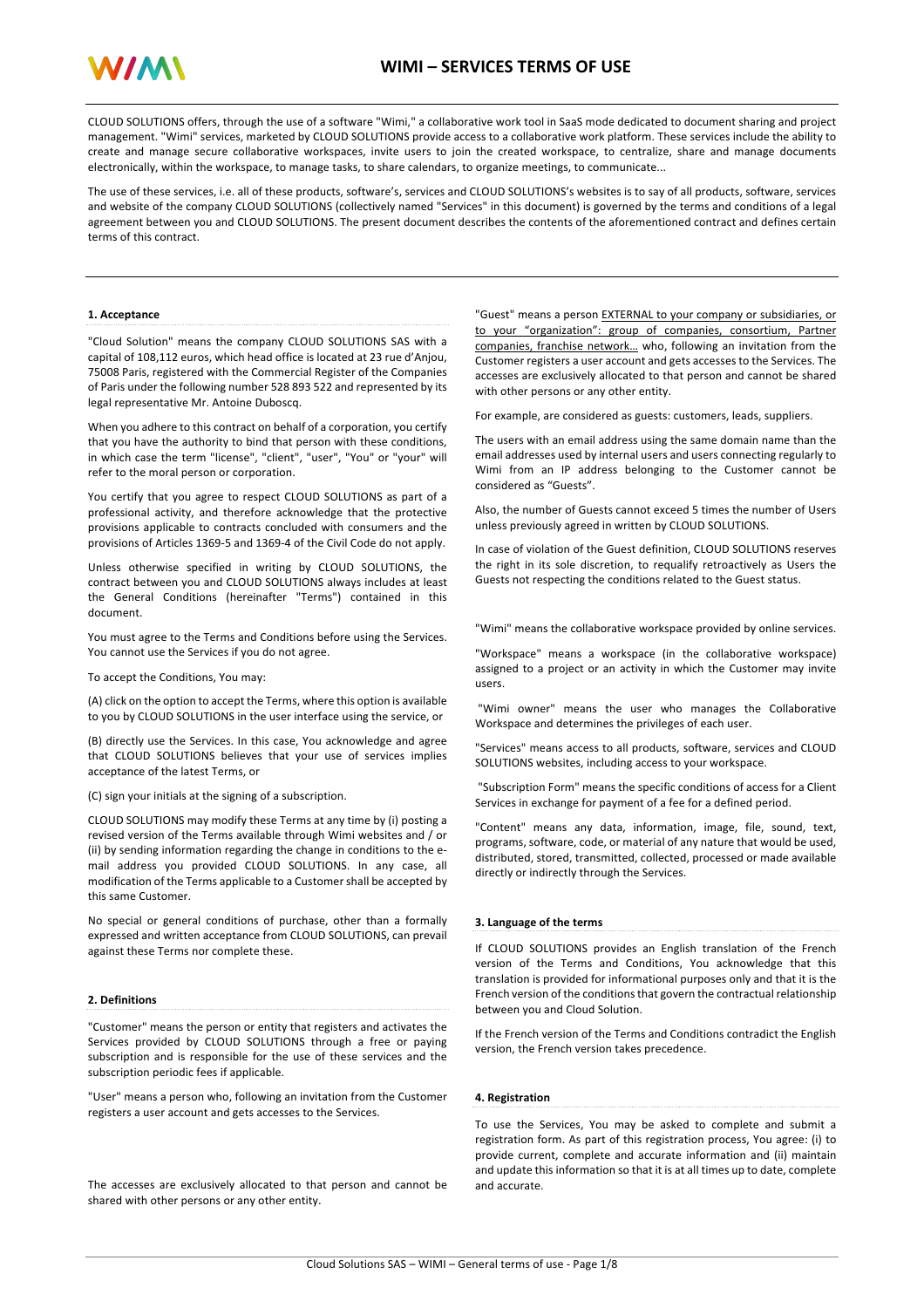# WIMI – SERVICES TERMS OF USE

CLOUD SOLUTIONS offers, through the use of a software "Wimi," a collaborative work tool in SaaS mode dedicated to document sharing and project management. "Wimi" services, marketed by CLOUD SOLUTIONS provide access to a collaborative work platform. These services include the ability to create and manage secure collaborative workspaces, invite users to join the created workspace, to centralize, share and manage documents electronically, within the workspace, to manage tasks, to share calendars, to organize meetings, to communicate...

The use of these services, i.e. all of these products, software's, services and CLOUD SOLUTIONS's websites is to say of all products, software, services and website of the company CLOUD SOLUTIONS (collectively named "Services" in this document) is governed by the terms and conditions of a legal agreement between you and CLOUD SOLUTIONS. The present document describes the contents of the aforementioned contract and defines certain terms of this contract.

## 1. Acceptance

"Cloud Solution" means the company CLOUD SOLUTIONS SAS with a capital of 108,112 euros, which head office is located at 23 rue d'Anjou, 75008 Paris, registered with the Commercial Register of the Companies of Paris under the following number 528 893 522 and represented by its legal representative Mr. Antoine Duboscq.

When you adhere to this contract on behalf of a corporation, you certify that you have the authority to bind that person with these conditions, in which case the term "license", "client", "user", "You" or "your" will refer to the moral person or corporation.

You certify that you agree to respect CLOUD SOLUTIONS as part of a professional activity, and therefore acknowledge that the protective provisions applicable to contracts concluded with consumers and the provisions of Articles 1369-5 and 1369-4 of the Civil Code do not apply.

Unless otherwise specified in writing by CLOUD SOLUTIONS, the contract between you and CLOUD SOLUTIONS always includes at least the General Conditions (hereinafter "Terms") contained in this document.

You must agree to the Terms and Conditions before using the Services. You cannot use the Services if you do not agree.

To accept the Conditions, You may:

(A) click on the option to accept the Terms, where this option is available to you by CLOUD SOLUTIONS in the user interface using the service, or

(B) directly use the Services. In this case, You acknowledge and agree that CLOUD SOLUTIONS believes that your use of services implies acceptance of the latest Terms, or

(C) sign your initials at the signing of a subscription.

CLOUD SOLUTIONS may modify these Terms at any time by (i) posting a revised version of the Terms available through Wimi websites and / or (ii) by sending information regarding the change in conditions to the e-mail address you provided CLOUD SOLUTIONS. In any case, all modification of the Terms applicable to a Customer shall be accepted by this same Customer.

No special or general conditions of purchase, other than a formally expressed and written acceptance from CLOUD SOLUTIONS, can prevail against these Terms nor complete these.

## 2. Definitions

"Customer" means the person or entity that registers and activates the Services provided by CLOUD SOLUTIONS through a free or paying subscription and is responsible for the use of these services and the subscription periodic fees if applicable.

"User" means a person who, following an invitation from the Customer registers a user account and gets accesses to the Services.

The accesses are exclusively allocated to that person and cannot be shared with other persons or any other entity.

"Guest" means a person EXTERNAL to your company or subsidiaries, or to your "organization": group of companies, consortium, Partner companies, franchise network… who, following an invitation from the Customer registers a user account and gets accesses to the Services. The accesses are exclusively allocated to that person and cannot be shared with other persons or any other entity.

For example, are considered as guests: customers, leads, suppliers.

The users with an email address using the same domain name than the email addresses used by internal users and users connecting regularly to Wimi from an IP address belonging to the Customer cannot be considered as "Guests".

Also, the number of Guests cannot exceed 5 times the number of Users unless previously agreed in written by CLOUD SOLUTIONS.

In case of violation of the Guest definition, CLOUD SOLUTIONS reserves the right in its sole discretion, to requalify retroactively as Users the Guests not respecting the conditions related to the Guest status.

"Wimi" means the collaborative workspace provided by online services.

"Workspace" means a workspace (in the collaborative workspace) assigned to a project or an activity in which the Customer may invite users.

"Wimi owner" means the user who manages the Collaborative Workspace and determines the privileges of each user.

"Services" means access to all products, software, services and CLOUD SOLUTIONS websites, including access to your workspace.

"Subscription Form" means the specific conditions of access for a Client Services in exchange for payment of a fee for a defined period.

"Content" means any data, information, image, file, sound, text, programs, software, code, or material of any nature that would be used, distributed, stored, transmitted, collected, processed or made available directly or indirectly through the Services.

## 3. Language of the terms

If CLOUD SOLUTIONS provides an English translation of the French version of the Terms and Conditions, You acknowledge that this translation is provided for informational purposes only and that it is the French version of the conditions that govern the contractual relationship between you and Cloud Solution.

If the French version of the Terms and Conditions contradict the English version, the French version takes precedence.

## 4. Registration

To use the Services, You may be asked to complete and submit a registration form. As part of this registration process, You agree: (i) to provide current, complete and accurate information and (ii) maintain and update this information so that it is at all times up to date, complete and accurate.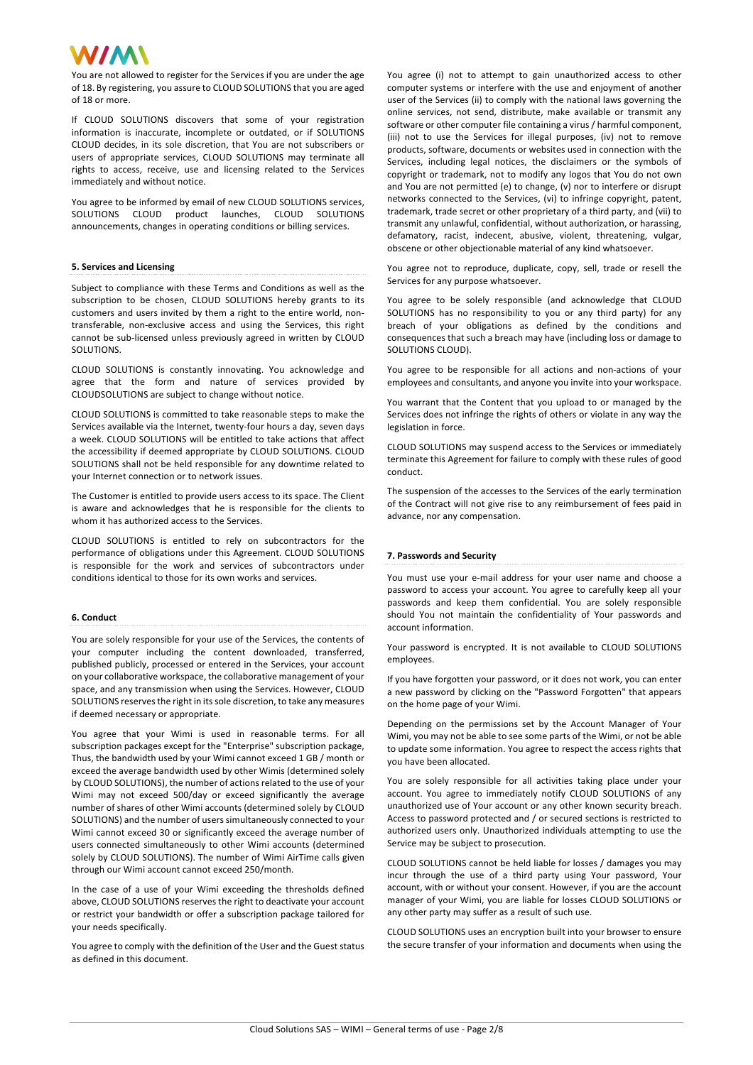You are not allowed to register for the Services if you are under the age of 18. By registering, you assure to CLOUD SOLUTIONS that you are aged of 18 or more.

If CLOUD SOLUTIONS discovers that some of your registration information is inaccurate, incomplete or outdated, or if SOLUTIONS CLOUD decides, in its sole discretion, that You are not subscribers or users of appropriate services, CLOUD SOLUTIONS may terminate all rights to access, receive, use and licensing related to the Services immediately and without notice.

You agree to be informed by email of new CLOUD SOLUTIONS services, SOLUTIONS CLOUD product launches, CLOUD SOLUTIONS announcements, changes in operating conditions or billing services.

#### 5. Services and Licensing

Subject to compliance with these Terms and Conditions as well as the subscription to be chosen, CLOUD SOLUTIONS hereby grants to its customers and users invited by them a right to the entire world, non-transferable, non-exclusive access and using the Services, this right cannot be sub-licensed unless previously agreed in written by CLOUD SOLUTIONS.

CLOUD SOLUTIONS is constantly innovating. You acknowledge and agree that the form and nature of services provided by CLOUDSOLUTIONS are subject to change without notice.

CLOUD SOLUTIONS is committed to take reasonable steps to make the Services available via the Internet, twenty-four hours a day, seven days a week. CLOUD SOLUTIONS will be entitled to take actions that affect the accessibility if deemed appropriate by CLOUD SOLUTIONS. CLOUD SOLUTIONS shall not be held responsible for any downtime related to your Internet connection or to network issues.

The Customer is entitled to provide users access to its space. The Client is aware and acknowledges that he is responsible for the clients to whom it has authorized access to the Services.

CLOUD SOLUTIONS is entitled to rely on subcontractors for the performance of obligations under this Agreement. CLOUD SOLUTIONS is responsible for the work and services of subcontractors under conditions identical to those for its own works and services.

#### 6. Conduct

You are solely responsible for your use of the Services, the contents of your computer including the content downloaded, transferred, published publicly, processed or entered in the Services, your account on your collaborative workspace, the collaborative management of your space, and any transmission when using the Services. However, CLOUD SOLUTIONS reserves the right in its sole discretion, to take any measures if deemed necessary or appropriate.

You agree that your Wimi is used in reasonable terms. For all subscription packages except for the "Enterprise" subscription package, Thus, the bandwidth used by your Wimi cannot exceed 1 GB / month or exceed the average bandwidth used by other Wimis (determined solely by CLOUD SOLUTIONS), the number of actions related to the use of your Wimi may not exceed 500/day or exceed significantly the average number of shares of other Wimi accounts (determined solely by CLOUD SOLUTIONS) and the number of users simultaneously connected to your Wimi cannot exceed 30 or significantly exceed the average number of users connected simultaneously to other Wimi accounts (determined solely by CLOUD SOLUTIONS). The number of Wimi AirTime calls given through our Wimi account cannot exceed 250/month.

In the case of a use of your Wimi exceeding the thresholds defined above, CLOUD SOLUTIONS reserves the right to deactivate your account or restrict your bandwidth or offer a subscription package tailored for your needs specifically.

You agree to comply with the definition of the User and the Guest status as defined in this document.

You agree (i) not to attempt to gain unauthorized access to other computer systems or interfere with the use and enjoyment of another user of the Services (ii) to comply with the national laws governing the online services, not send, distribute, make available or transmit any software or other computer file containing a virus / harmful component, (iii) not to use the Services for illegal purposes, (iv) not to remove products, software, documents or websites used in connection with the Services, including legal notices, the disclaimers or the symbols of copyright or trademark, not to modify any logos that You do not own and You are not permitted (e) to change, (v) nor to interfere or disrupt networks connected to the Services, (vi) to infringe copyright, patent, trademark, trade secret or other proprietary of a third party, and (vii) to transmit any unlawful, confidential, without authorization, or harassing, defamatory, racist, indecent, abusive, violent, threatening, vulgar, obscene or other objectionable material of any kind whatsoever.

You agree not to reproduce, duplicate, copy, sell, trade or resell the Services for any purpose whatsoever.

You agree to be solely responsible (and acknowledge that CLOUD SOLUTIONS has no responsibility to you or any third party) for any breach of your obligations as defined by the conditions and consequences that such a breach may have (including loss or damage to SOLUTIONS CLOUD).

You agree to be responsible for all actions and non-actions of your employees and consultants, and anyone you invite into your workspace.

You warrant that the Content that you upload to or managed by the Services does not infringe the rights of others or violate in any way the legislation in force.

CLOUD SOLUTIONS may suspend access to the Services or immediately terminate this Agreement for failure to comply with these rules of good conduct.

The suspension of the accesses to the Services of the early termination of the Contract will not give rise to any reimbursement of fees paid in advance, nor any compensation.

#### 7. Passwords and Security

You must use your e-mail address for your user name and choose a password to access your account. You agree to carefully keep all your passwords and keep them confidential. You are solely responsible should You not maintain the confidentiality of Your passwords and account information.

Your password is encrypted. It is not available to CLOUD SOLUTIONS employees.

If you have forgotten your password, or it does not work, you can enter a new password by clicking on the "Password Forgotten" that appears on the home page of your Wimi.

Depending on the permissions set by the Account Manager of Your Wimi, you may not be able to see some parts of the Wimi, or not be able to update some information. You agree to respect the access rights that you have been allocated.

You are solely responsible for all activities taking place under your account. You agree to immediately notify CLOUD SOLUTIONS of any unauthorized use of Your account or any other known security breach. Access to password protected and / or secured sections is restricted to authorized users only. Unauthorized individuals attempting to use the Service may be subject to prosecution.

CLOUD SOLUTIONS cannot be held liable for losses / damages you may incur through the use of a third party using Your password, Your account, with or without your consent. However, if you are the account manager of your Wimi, you are liable for losses CLOUD SOLUTIONS or any other party may suffer as a result of such use.

CLOUD SOLUTIONS uses an encryption built into your browser to ensure the secure transfer of your information and documents when using the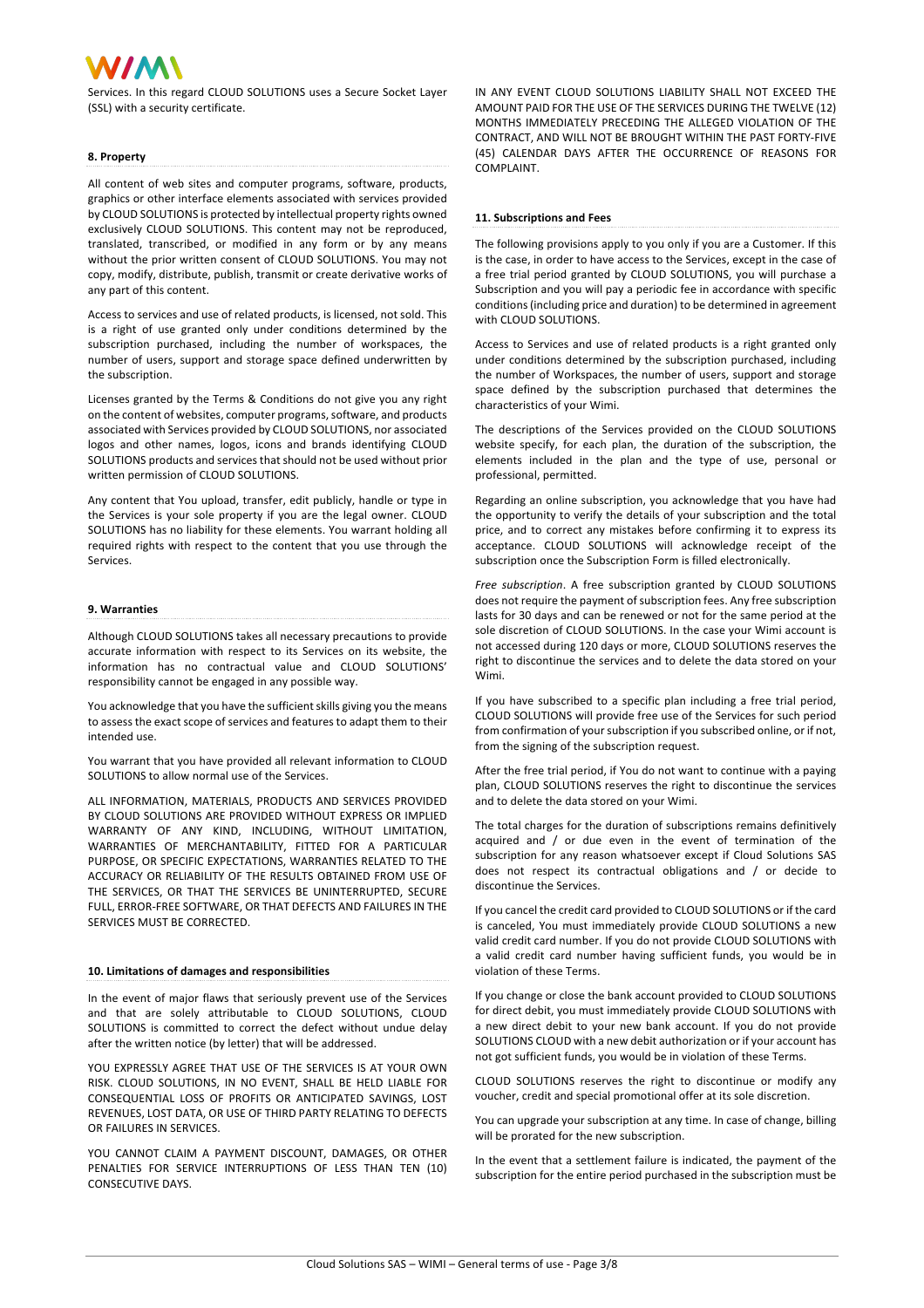Services. In this regard CLOUD SOLUTIONS uses a Secure Socket Layer (SSL) with a security certificate.

#### 8. Property

All content of web sites and computer programs, software, products, graphics or other interface elements associated with services provided by CLOUD SOLUTIONS is protected by intellectual property rights owned exclusively CLOUD SOLUTIONS. This content may not be reproduced, translated, transcribed, or modified in any form or by any means without the prior written consent of CLOUD SOLUTIONS. You may not copy, modify, distribute, publish, transmit or create derivative works of any part of this content.

Access to services and use of related products, is licensed, not sold. This is a right of use granted only under conditions determined by the subscription purchased, including the number of workspaces, the number of users, support and storage space defined underwritten by the subscription.

Licenses granted by the Terms & Conditions do not give you any right on the content of websites, computer programs, software, and products associated with Services provided by CLOUD SOLUTIONS, nor associated logos and other names, logos, icons and brands identifying CLOUD SOLUTIONS products and services that should not be used without prior written permission of CLOUD SOLUTIONS.

Any content that You upload, transfer, edit publicly, handle or type in the Services is your sole property if you are the legal owner. CLOUD SOLUTIONS has no liability for these elements. You warrant holding all required rights with respect to the content that you use through the Services.

#### 9. Warranties

Although CLOUD SOLUTIONS takes all necessary precautions to provide accurate information with respect to its Services on its website, the information has no contractual value and CLOUD SOLUTIONS' responsibility cannot be engaged in any possible way.

You acknowledge that you have the sufficient skills giving you the means to assess the exact scope of services and features to adapt them to their intended use.

You warrant that you have provided all relevant information to CLOUD SOLUTIONS to allow normal use of the Services.

ALL INFORMATION, MATERIALS, PRODUCTS AND SERVICES PROVIDED BY CLOUD SOLUTIONS ARE PROVIDED WITHOUT EXPRESS OR IMPLIED WARRANTY OF ANY KIND, INCLUDING, WITHOUT LIMITATION, WARRANTIES OF MERCHANTABILITY, FITTED FOR A PARTICULAR PURPOSE, OR SPECIFIC EXPECTATIONS, WARRANTIES RELATED TO THE ACCURACY OR RELIABILITY OF THE RESULTS OBTAINED FROM USE OF THE SERVICES, OR THAT THE SERVICES BE UNINTERRUPTED, SECURE FULL, ERROR-FREE SOFTWARE, OR THAT DEFECTS AND FAILURES IN THE SERVICES MUST BE CORRECTED.

#### 10. Limitations of damages and responsibilities

In the event of major flaws that seriously prevent use of the Services and that are solely attributable to CLOUD SOLUTIONS, CLOUD SOLUTIONS is committed to correct the defect without undue delay after the written notice (by letter) that will be addressed.

YOU EXPRESSLY AGREE THAT USE OF THE SERVICES IS AT YOUR OWN RISK. CLOUD SOLUTIONS, IN NO EVENT, SHALL BE HELD LIABLE FOR CONSEQUENTIAL LOSS OF PROFITS OR ANTICIPATED SAVINGS, LOST REVENUES, LOST DATA, OR USE OF THIRD PARTY RELATING TO DEFECTS OR FAILURES IN SERVICES.

YOU CANNOT CLAIM A PAYMENT DISCOUNT, DAMAGES, OR OTHER PENALTIES FOR SERVICE INTERRUPTIONS OF LESS THAN TEN (10) CONSECUTIVE DAYS.

IN ANY EVENT CLOUD SOLUTIONS LIABILITY SHALL NOT EXCEED THE AMOUNT PAID FOR THE USE OF THE SERVICES DURING THE TWELVE (12) MONTHS IMMEDIATELY PRECEDING THE ALLEGED VIOLATION OF THE CONTRACT, AND WILL NOT BE BROUGHT WITHIN THE PAST FORTY-FIVE (45) CALENDAR DAYS AFTER THE OCCURRENCE OF REASONS FOR COMPLAINT.

#### 11. Subscriptions and Fees

The following provisions apply to you only if you are a Customer. If this is the case, in order to have access to the Services, except in the case of a free trial period granted by CLOUD SOLUTIONS, you will purchase a Subscription and you will pay a periodic fee in accordance with specific conditions (including price and duration) to be determined in agreement with CLOUD SOLUTIONS.

Access to Services and use of related products is a right granted only under conditions determined by the subscription purchased, including the number of Workspaces, the number of users, support and storage space defined by the subscription purchased that determines the characteristics of your Wimi.

The descriptions of the Services provided on the CLOUD SOLUTIONS website specify, for each plan, the duration of the subscription, the elements included in the plan and the type of use, personal or professional, permitted.

Regarding an online subscription, you acknowledge that you have had the opportunity to verify the details of your subscription and the total price, and to correct any mistakes before confirming it to express its acceptance. CLOUD SOLUTIONS will acknowledge receipt of the subscription once the Subscription Form is filled electronically.

*Free subscription*. A free subscription granted by CLOUD SOLUTIONS does not require the payment of subscription fees. Any free subscription lasts for 30 days and can be renewed or not for the same period at the sole discretion of CLOUD SOLUTIONS. In the case your Wimi account is not accessed during 120 days or more, CLOUD SOLUTIONS reserves the right to discontinue the services and to delete the data stored on your Wimi.

If you have subscribed to a specific plan including a free trial period, CLOUD SOLUTIONS will provide free use of the Services for such period from confirmation of your subscription if you subscribed online, or if not, from the signing of the subscription request.

After the free trial period, if You do not want to continue with a paying plan, CLOUD SOLUTIONS reserves the right to discontinue the services and to delete the data stored on your Wimi.

The total charges for the duration of subscriptions remains definitively acquired and / or due even in the event of termination of the subscription for any reason whatsoever except if Cloud Solutions SAS does not respect its contractual obligations and / or decide to discontinue the Services.

If you cancel the credit card provided to CLOUD SOLUTIONS or if the card is canceled, You must immediately provide CLOUD SOLUTIONS a new valid credit card number. If you do not provide CLOUD SOLUTIONS with a valid credit card number having sufficient funds, you would be in violation of these Terms.

If you change or close the bank account provided to CLOUD SOLUTIONS for direct debit, you must immediately provide CLOUD SOLUTIONS with a new direct debit to your new bank account. If you do not provide SOLUTIONS CLOUD with a new debit authorization or if your account has not got sufficient funds, you would be in violation of these Terms.

CLOUD SOLUTIONS reserves the right to discontinue or modify any voucher, credit and special promotional offer at its sole discretion.

You can upgrade your subscription at any time. In case of change, billing will be prorated for the new subscription.

In the event that a settlement failure is indicated, the payment of the subscription for the entire period purchased in the subscription must be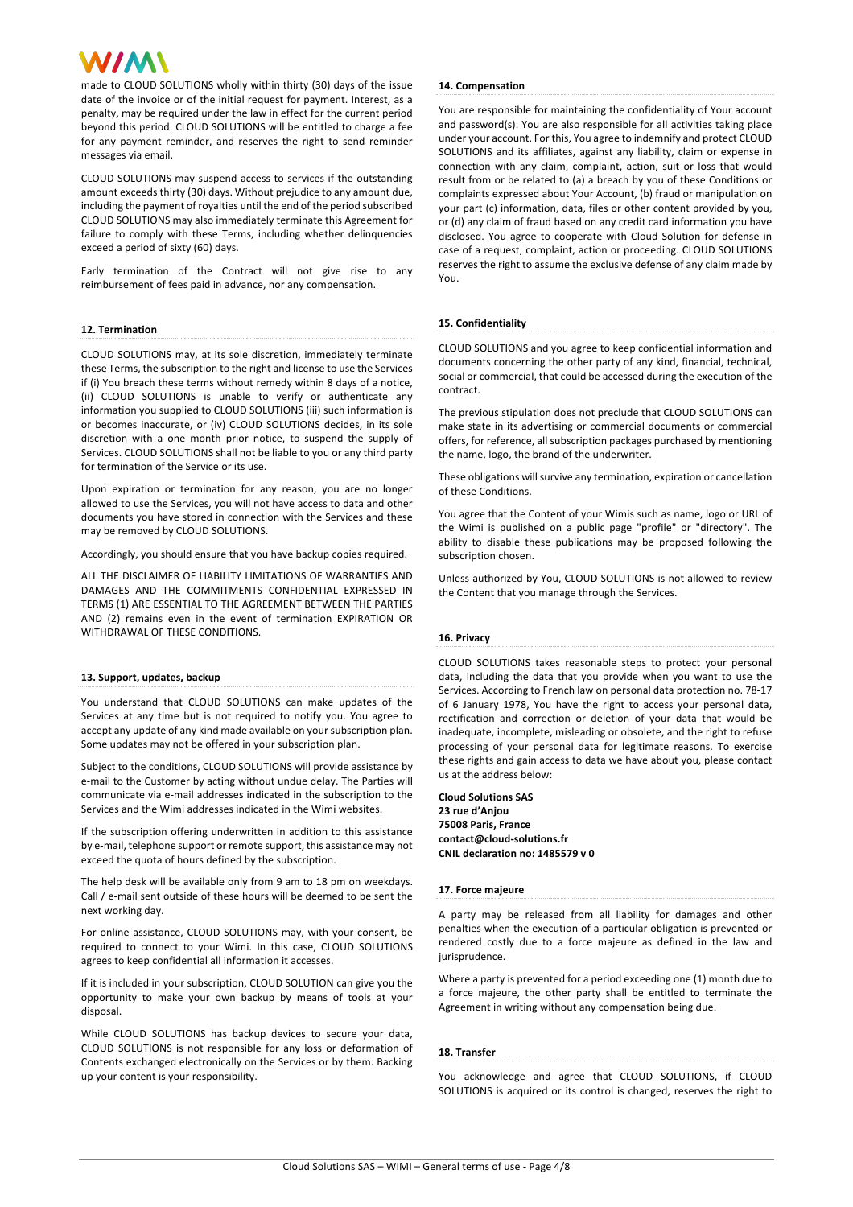made to CLOUD SOLUTIONS wholly within thirty (30) days of the issue date of the invoice or of the initial request for payment. Interest, as a penalty, may be required under the law in effect for the current period beyond this period. CLOUD SOLUTIONS will be entitled to charge a fee for any payment reminder, and reserves the right to send reminder messages via email.

CLOUD SOLUTIONS may suspend access to services if the outstanding amount exceeds thirty (30) days. Without prejudice to any amount due, including the payment of royalties until the end of the period subscribed CLOUD SOLUTIONS may also immediately terminate this Agreement for failure to comply with these Terms, including whether delinquencies exceed a period of sixty (60) days.

Early termination of the Contract will not give rise to any reimbursement of fees paid in advance, nor any compensation.

**12. Termination**

CLOUD SOLUTIONS may, at its sole discretion, immediately terminate these Terms, the subscription to the right and license to use the Services if (i) You breach these terms without remedy within 8 days of a notice, (ii) CLOUD SOLUTIONS is unable to verify or authenticate any information you supplied to CLOUD SOLUTIONS (iii) such information is or becomes inaccurate, or (iv) CLOUD SOLUTIONS decides, in its sole discretion with a one month prior notice, to suspend the supply of Services. CLOUD SOLUTIONS shall not be liable to you or any third party for termination of the Service or its use.

Upon expiration or termination for any reason, you are no longer allowed to use the Services, you will not have access to data and other documents you have stored in connection with the Services and these may be removed by CLOUD SOLUTIONS.

Accordingly, you should ensure that you have backup copies required.

ALL THE DISCLAIMER OF LIABILITY LIMITATIONS OF WARRANTIES AND DAMAGES AND THE COMMITMENTS CONFIDENTIAL EXPRESSED IN TERMS (1) ARE ESSENTIAL TO THE AGREEMENT BETWEEN THE PARTIES AND (2) remains even in the event of termination EXPIRATION OR WITHDRAWAL OF THESE CONDITIONS.

**13. Support, updates, backup**

You understand that CLOUD SOLUTIONS can make updates of the Services at any time but is not required to notify you. You agree to accept any update of any kind made available on your subscription plan. Some updates may not be offered in your subscription plan.

Subject to the conditions, CLOUD SOLUTIONS will provide assistance by e-mail to the Customer by acting without undue delay. The Parties will communicate via e-mail addresses indicated in the subscription to the Services and the Wimi addresses indicated in the Wimi websites.

If the subscription offering underwritten in addition to this assistance by e-mail, telephone support or remote support, this assistance may not exceed the quota of hours defined by the subscription.

The help desk will be available only from 9 am to 18 pm on weekdays. Call / e-mail sent outside of these hours will be deemed to be sent the next working day.

For online assistance, CLOUD SOLUTIONS may, with your consent, be required to connect to your Wimi. In this case, CLOUD SOLUTIONS agrees to keep confidential all information it accesses.

If it is included in your subscription, CLOUD SOLUTION can give you the opportunity to make your own backup by means of tools at your disposal.

While CLOUD SOLUTIONS has backup devices to secure your data, CLOUD SOLUTIONS is not responsible for any loss or deformation of Contents exchanged electronically on the Services or by them. Backing up your content is your responsibility.

**14. Compensation**

You are responsible for maintaining the confidentiality of Your account and password(s). You are also responsible for all activities taking place under your account. For this, You agree to indemnify and protect CLOUD SOLUTIONS and its affiliates, against any liability, claim or expense in connection with any claim, complaint, action, suit or loss that would result from or be related to (a) a breach by you of these Conditions or complaints expressed about Your Account, (b) fraud or manipulation on your part (c) information, data, files or other content provided by you, or (d) any claim of fraud based on any credit card information you have disclosed. You agree to cooperate with Cloud Solution for defense in case of a request, complaint, action or proceeding. CLOUD SOLUTIONS reserves the right to assume the exclusive defense of any claim made by You.

**15. Confidentiality**

CLOUD SOLUTIONS and you agree to keep confidential information and documents concerning the other party of any kind, financial, technical, social or commercial, that could be accessed during the execution of the contract.

The previous stipulation does not preclude that CLOUD SOLUTIONS can make state in its advertising or commercial documents or commercial offers, for reference, all subscription packages purchased by mentioning the name, logo, the brand of the underwriter.

These obligations will survive any termination, expiration or cancellation of these Conditions.

You agree that the Content of your Wimis such as name, logo or URL of the Wimi is published on a public page "profile" or "directory". The ability to disable these publications may be proposed following the subscription chosen.

Unless authorized by You, CLOUD SOLUTIONS is not allowed to review the Content that you manage through the Services.

**16. Privacy**

CLOUD SOLUTIONS takes reasonable steps to protect your personal data, including the data that you provide when you want to use the Services. According to French law on personal data protection no. 78-17 of 6 January 1978, You have the right to access your personal data, rectification and correction or deletion of your data that would be inadequate, incomplete, misleading or obsolete, and the right to refuse processing of your personal data for legitimate reasons. To exercise these rights and gain access to data we have about you, please contact us at the address below:

**Cloud Solutions SAS**
**23 rue d'Anjou**
**75008 Paris, France**
**contact@cloud-solutions.fr**
**CNIL declaration no: 1485579 v 0**

**17. Force majeure**

A party may be released from all liability for damages and other penalties when the execution of a particular obligation is prevented or rendered costly due to a force majeure as defined in the law and jurisprudence.

Where a party is prevented for a period exceeding one (1) month due to a force majeure, the other party shall be entitled to terminate the Agreement in writing without any compensation being due.

**18. Transfer**

You acknowledge and agree that CLOUD SOLUTIONS, if CLOUD SOLUTIONS is acquired or its control is changed, reserves the right to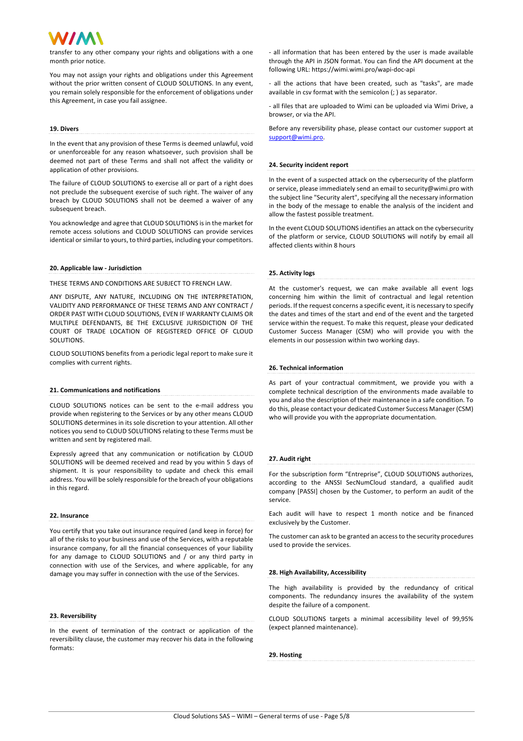transfer to any other company your rights and obligations with a one month prior notice.

You may not assign your rights and obligations under this Agreement without the prior written consent of CLOUD SOLUTIONS. In any event, you remain solely responsible for the enforcement of obligations under this Agreement, in case you fail assignee.

### 19. Divers

In the event that any provision of these Terms is deemed unlawful, void or unenforceable for any reason whatsoever, such provision shall be deemed not part of these Terms and shall not affect the validity or application of other provisions.

The failure of CLOUD SOLUTIONS to exercise all or part of a right does not preclude the subsequent exercise of such right. The waiver of any breach by CLOUD SOLUTIONS shall not be deemed a waiver of any subsequent breach.

You acknowledge and agree that CLOUD SOLUTIONS is in the market for remote access solutions and CLOUD SOLUTIONS can provide services identical or similar to yours, to third parties, including your competitors.

### 20. Applicable law - Jurisdiction

THESE TERMS AND CONDITIONS ARE SUBJECT TO FRENCH LAW.

ANY DISPUTE, ANY NATURE, INCLUDING ON THE INTERPRETATION, VALIDITY AND PERFORMANCE OF THESE TERMS AND ANY CONTRACT / ORDER PAST WITH CLOUD SOLUTIONS, EVEN IF WARRANTY CLAIMS OR MULTIPLE DEFENDANTS, BE THE EXCLUSIVE JURISDICTION OF THE COURT OF TRADE LOCATION OF REGISTERED OFFICE OF CLOUD SOLUTIONS.

CLOUD SOLUTIONS benefits from a periodic legal report to make sure it complies with current rights.

### 21. Communications and notifications

CLOUD SOLUTIONS notices can be sent to the e-mail address you provide when registering to the Services or by any other means CLOUD SOLUTIONS determines in its sole discretion to your attention. All other notices you send to CLOUD SOLUTIONS relating to these Terms must be written and sent by registered mail.

Expressly agreed that any communication or notification by CLOUD SOLUTIONS will be deemed received and read by you within 5 days of shipment. It is your responsibility to update and check this email address. You will be solely responsible for the breach of your obligations in this regard.

### 22. Insurance

You certify that you take out insurance required (and keep in force) for all of the risks to your business and use of the Services, with a reputable insurance company, for all the financial consequences of your liability for any damage to CLOUD SOLUTIONS and / or any third party in connection with use of the Services, and where applicable, for any damage you may suffer in connection with the use of the Services.

### 23. Reversibility

In the event of termination of the contract or application of the reversibility clause, the customer may recover his data in the following formats:

- all information that has been entered by the user is made available through the API in JSON format. You can find the API document at the following URL: https://wimi.wimi.pro/wapi-doc-api

- all the actions that have been created, such as "tasks", are made available in csv format with the semicolon (; ) as separator.

- all files that are uploaded to Wimi can be uploaded via Wimi Drive, a browser, or via the API.

Before any reversibility phase, please contact our customer support at support@wimi.pro.

### 24. Security incident report

In the event of a suspected attack on the cybersecurity of the platform or service, please immediately send an email to security@wimi.pro with the subject line "Security alert", specifying all the necessary information in the body of the message to enable the analysis of the incident and allow the fastest possible treatment.

In the event CLOUD SOLUTIONS identifies an attack on the cybersecurity of the platform or service, CLOUD SOLUTIONS will notify by email all affected clients within 8 hours

### 25. Activity logs

At the customer's request, we can make available all event logs concerning him within the limit of contractual and legal retention periods. If the request concerns a specific event, it is necessary to specify the dates and times of the start and end of the event and the targeted service within the request. To make this request, please your dedicated Customer Success Manager (CSM) who will provide you with the elements in our possession within two working days.

### 26. Technical information

As part of your contractual commitment, we provide you with a complete technical description of the environments made available to you and also the description of their maintenance in a safe condition. To do this, please contact your dedicated Customer Success Manager (CSM) who will provide you with the appropriate documentation.

### 27. Audit right

For the subscription form "Entreprise", CLOUD SOLUTIONS authorizes, according to the ANSSI SecNumCloud standard, a qualified audit company [PASSI] chosen by the Customer, to perform an audit of the service.

Each audit will have to respect 1 month notice and be financed exclusively by the Customer.

The customer can ask to be granted an access to the security procedures used to provide the services.

### 28. High Availability, Accessibility

The high availability is provided by the redundancy of critical components. The redundancy insures the availability of the system despite the failure of a component.

CLOUD SOLUTIONS targets a minimal accessibility level of 99,95% (expect planned maintenance).

### 29. Hosting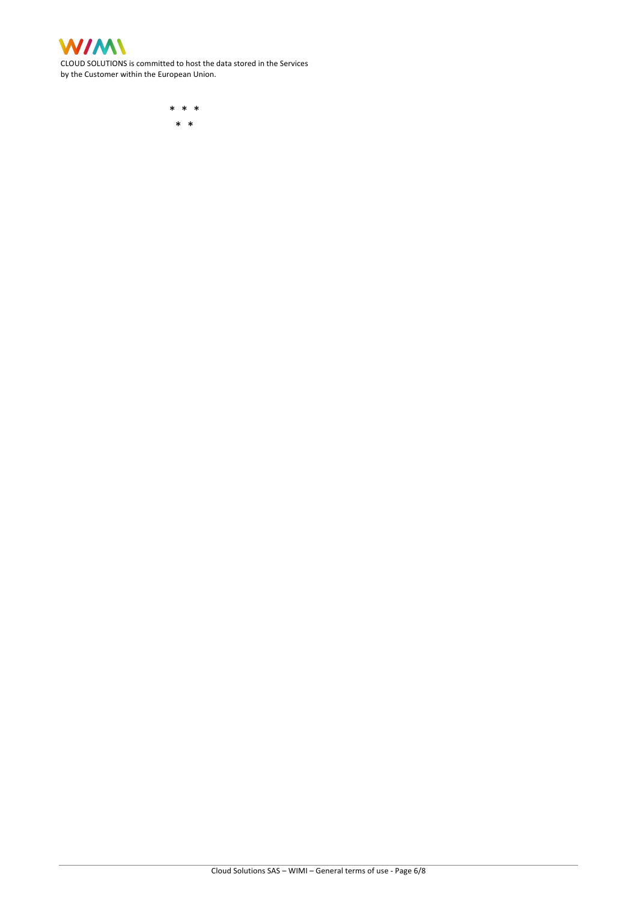CLOUD SOLUTIONS is committed to host the data stored in the Services by the Customer within the European Union.

\* \* \*

\* \*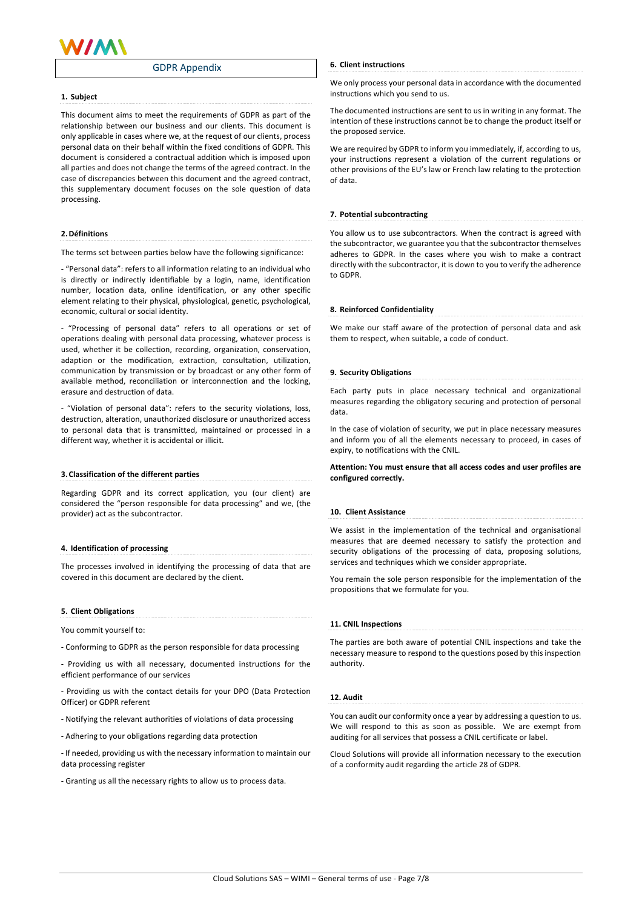# GDPR Appendix

## 1. Subject

This document aims to meet the requirements of GDPR as part of the relationship between our business and our clients. This document is only applicable in cases where we, at the request of our clients, process personal data on their behalf within the fixed conditions of GDPR. This document is considered a contractual addition which is imposed upon all parties and does not change the terms of the agreed contract. In the case of discrepancies between this document and the agreed contract, this supplementary document focuses on the sole question of data processing.

## 2. Définitions

The terms set between parties below have the following significance:

- "Personal data": refers to all information relating to an individual who is directly or indirectly identifiable by a login, name, identification number, location data, online identification, or any other specific element relating to their physical, physiological, genetic, psychological, economic, cultural or social identity.

- "Processing of personal data" refers to all operations or set of operations dealing with personal data processing, whatever process is used, whether it be collection, recording, organization, conservation, adaption or the modification, extraction, consultation, utilization, communication by transmission or by broadcast or any other form of available method, reconciliation or interconnection and the locking, erasure and destruction of data.

- "Violation of personal data": refers to the security violations, loss, destruction, alteration, unauthorized disclosure or unauthorized access to personal data that is transmitted, maintained or processed in a different way, whether it is accidental or illicit.

## 3. Classification of the different parties

Regarding GDPR and its correct application, you (our client) are considered the "person responsible for data processing" and we, (the provider) act as the subcontractor.

## 4. Identification of processing

The processes involved in identifying the processing of data that are covered in this document are declared by the client.

## 5. Client Obligations

You commit yourself to:

- Conforming to GDPR as the person responsible for data processing

- Providing us with all necessary, documented instructions for the efficient performance of our services

- Providing us with the contact details for your DPO (Data Protection Officer) or GDPR referent

- Notifying the relevant authorities of violations of data processing

- Adhering to your obligations regarding data protection

- If needed, providing us with the necessary information to maintain our data processing register

- Granting us all the necessary rights to allow us to process data.

## 6. Client instructions

We only process your personal data in accordance with the documented instructions which you send to us.

The documented instructions are sent to us in writing in any format. The intention of these instructions cannot be to change the product itself or the proposed service.

We are required by GDPR to inform you immediately, if, according to us, your instructions represent a violation of the current regulations or other provisions of the EU's law or French law relating to the protection of data.

## 7. Potential subcontracting

You allow us to use subcontractors. When the contract is agreed with the subcontractor, we guarantee you that the subcontractor themselves adheres to GDPR. In the cases where you wish to make a contract directly with the subcontractor, it is down to you to verify the adherence to GDPR.

## 8. Reinforced Confidentiality

We make our staff aware of the protection of personal data and ask them to respect, when suitable, a code of conduct.

## 9. Security Obligations

Each party puts in place necessary technical and organizational measures regarding the obligatory securing and protection of personal data.

In the case of violation of security, we put in place necessary measures and inform you of all the elements necessary to proceed, in cases of expiry, to notifications with the CNIL.

**Attention: You must ensure that all access codes and user profiles are configured correctly.**

## 10. Client Assistance

We assist in the implementation of the technical and organisational measures that are deemed necessary to satisfy the protection and security obligations of the processing of data, proposing solutions, services and techniques which we consider appropriate.

You remain the sole person responsible for the implementation of the propositions that we formulate for you.

## 11. CNIL Inspections

The parties are both aware of potential CNIL inspections and take the necessary measure to respond to the questions posed by this inspection authority.

## 12. Audit

You can audit our conformity once a year by addressing a question to us. We will respond to this as soon as possible. We are exempt from auditing for all services that possess a CNIL certificate or label.

Cloud Solutions will provide all information necessary to the execution of a conformity audit regarding the article 28 of GDPR.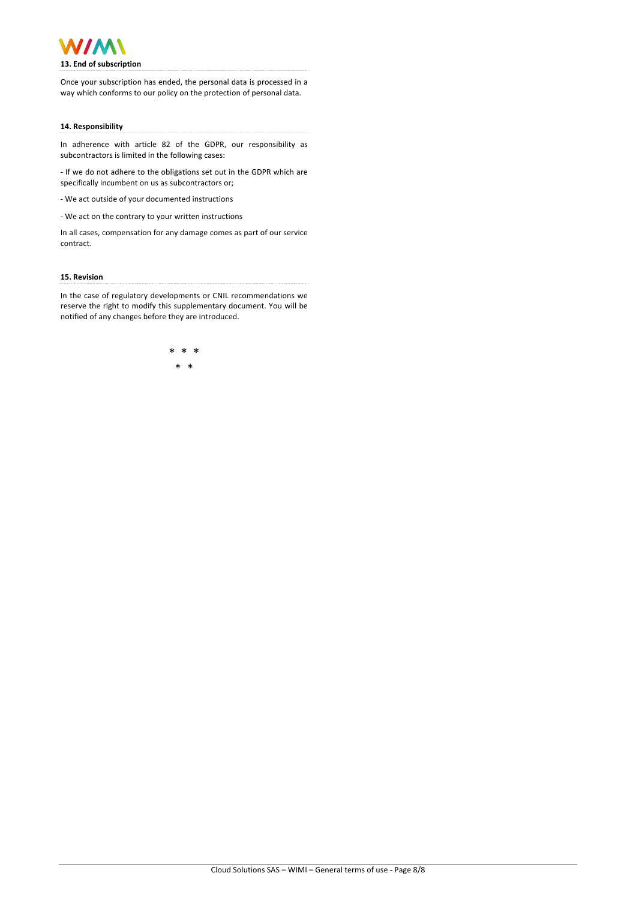### 13. End of subscription

Once your subscription has ended, the personal data is processed in a way which conforms to our policy on the protection of personal data.

### 14. Responsibility

In adherence with article 82 of the GDPR, our responsibility as subcontractors is limited in the following cases:

- If we do not adhere to the obligations set out in the GDPR which are specifically incumbent on us as subcontractors or;

- We act outside of your documented instructions

- We act on the contrary to your written instructions

In all cases, compensation for any damage comes as part of our service contract.

### 15. Revision

In the case of regulatory developments or CNIL recommendations we reserve the right to modify this supplementary document. You will be notified of any changes before they are introduced.

\* \* \*

\* \*